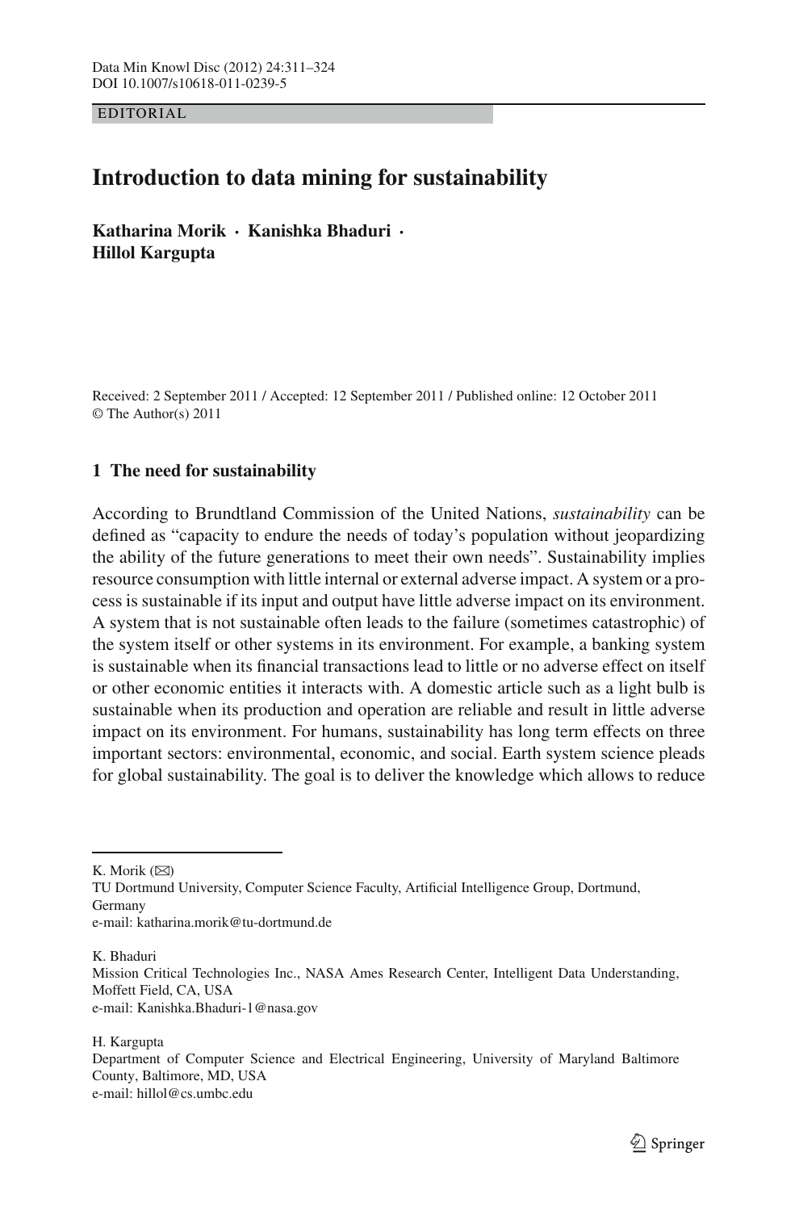EDITORIAL

# Introduction to data mining for sustainability

**Katharina Morik · Kanishka Bhaduri · Hillol Kargupta**

Received: 2 September 2011 / Accepted: 12 September 2011 / Published online: 12 October 2011
© The Author(s) 2011

## 1 The need for sustainability

According to Brundtland Commission of the United Nations, *sustainability* can be defined as "capacity to endure the needs of today's population without jeopardizing the ability of the future generations to meet their own needs". Sustainability implies resource consumption with little internal or external adverse impact. A system or a process is sustainable if its input and output have little adverse impact on its environment. A system that is not sustainable often leads to the failure (sometimes catastrophic) of the system itself or other systems in its environment. For example, a banking system is sustainable when its financial transactions lead to little or no adverse effect on itself or other economic entities it interacts with. A domestic article such as a light bulb is sustainable when its production and operation are reliable and result in little adverse impact on its environment. For humans, sustainability has long term effects on three important sectors: environmental, economic, and social. Earth system science pleads for global sustainability. The goal is to deliver the knowledge which allows to reduce

---

K. Morik (✉)
TU Dortmund University, Computer Science Faculty, Artificial Intelligence Group, Dortmund, Germany
e-mail: katharina.morik@tu-dortmund.de

K. Bhaduri
Mission Critical Technologies Inc., NASA Ames Research Center, Intelligent Data Understanding, Moffett Field, CA, USA
e-mail: Kanishka.Bhaduri-1@nasa.gov

H. Kargupta
Department of Computer Science and Electrical Engineering, University of Maryland Baltimore County, Baltimore, MD, USA
e-mail: hillol@cs.umbc.edu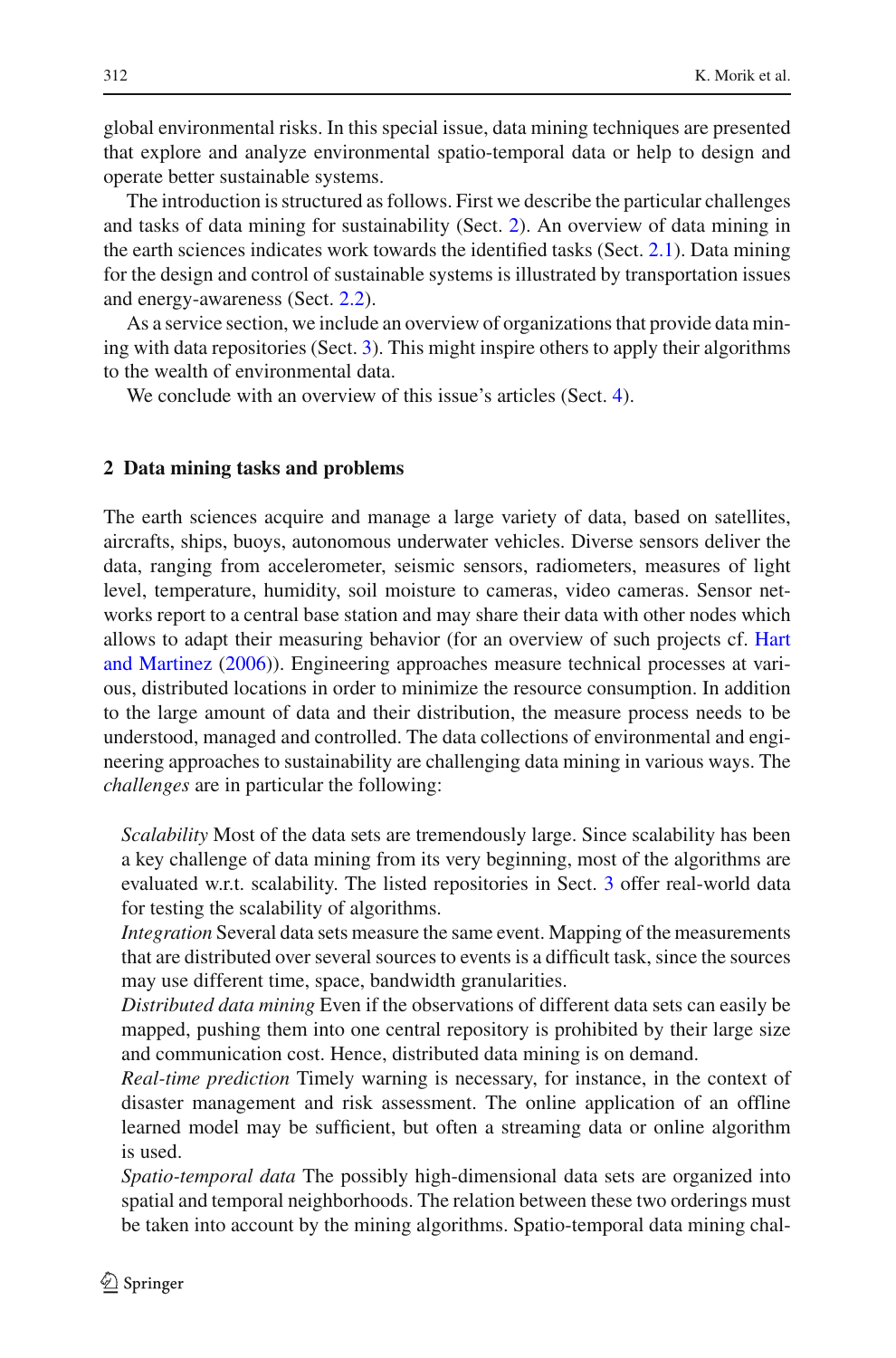global environmental risks. In this special issue, data mining techniques are presented that explore and analyze environmental spatio-temporal data or help to design and operate better sustainable systems.

The introduction is structured as follows. First we describe the particular challenges and tasks of data mining for sustainability (Sect. 2). An overview of data mining in the earth sciences indicates work towards the identified tasks (Sect. 2.1). Data mining for the design and control of sustainable systems is illustrated by transportation issues and energy-awareness (Sect. 2.2).

As a service section, we include an overview of organizations that provide data mining with data repositories (Sect. 3). This might inspire others to apply their algorithms to the wealth of environmental data.

We conclude with an overview of this issue's articles (Sect. 4).

## 2 Data mining tasks and problems

The earth sciences acquire and manage a large variety of data, based on satellites, aircrafts, ships, buoys, autonomous underwater vehicles. Diverse sensors deliver the data, ranging from accelerometer, seismic sensors, radiometers, measures of light level, temperature, humidity, soil moisture to cameras, video cameras. Sensor networks report to a central base station and may share their data with other nodes which allows to adapt their measuring behavior (for an overview of such projects cf. Hart and Martinez (2006)). Engineering approaches measure technical processes at various, distributed locations in order to minimize the resource consumption. In addition to the large amount of data and their distribution, the measure process needs to be understood, managed and controlled. The data collections of environmental and engineering approaches to sustainability are challenging data mining in various ways. The *challenges* are in particular the following:

*Scalability* Most of the data sets are tremendously large. Since scalability has been a key challenge of data mining from its very beginning, most of the algorithms are evaluated w.r.t. scalability. The listed repositories in Sect. 3 offer real-world data for testing the scalability of algorithms.

*Integration* Several data sets measure the same event. Mapping of the measurements that are distributed over several sources to events is a difficult task, since the sources may use different time, space, bandwidth granularities.

*Distributed data mining* Even if the observations of different data sets can easily be mapped, pushing them into one central repository is prohibited by their large size and communication cost. Hence, distributed data mining is on demand.

*Real-time prediction* Timely warning is necessary, for instance, in the context of disaster management and risk assessment. The online application of an offline learned model may be sufficient, but often a streaming data or online algorithm is used.

*Spatio-temporal data* The possibly high-dimensional data sets are organized into spatial and temporal neighborhoods. The relation between these two orderings must be taken into account by the mining algorithms. Spatio-temporal data mining chal-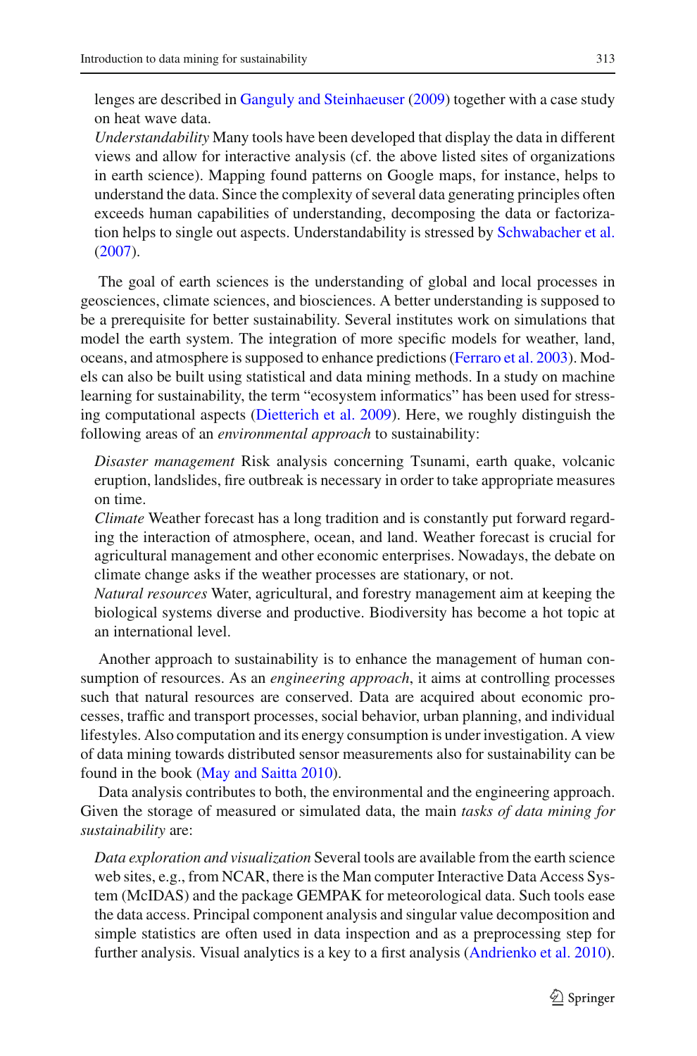lenges are described in Ganguly and Steinhaeuser (2009) together with a case study on heat wave data.

*Understandability* Many tools have been developed that display the data in different views and allow for interactive analysis (cf. the above listed sites of organizations in earth science). Mapping found patterns on Google maps, for instance, helps to understand the data. Since the complexity of several data generating principles often exceeds human capabilities of understanding, decomposing the data or factorization helps to single out aspects. Understandability is stressed by Schwabacher et al. (2007).

The goal of earth sciences is the understanding of global and local processes in geosciences, climate sciences, and biosciences. A better understanding is supposed to be a prerequisite for better sustainability. Several institutes work on simulations that model the earth system. The integration of more specific models for weather, land, oceans, and atmosphere is supposed to enhance predictions (Ferraro et al. 2003). Models can also be built using statistical and data mining methods. In a study on machine learning for sustainability, the term "ecosystem informatics" has been used for stressing computational aspects (Dietterich et al. 2009). Here, we roughly distinguish the following areas of an *environmental approach* to sustainability:

*Disaster management* Risk analysis concerning Tsunami, earth quake, volcanic eruption, landslides, fire outbreak is necessary in order to take appropriate measures on time.

*Climate* Weather forecast has a long tradition and is constantly put forward regarding the interaction of atmosphere, ocean, and land. Weather forecast is crucial for agricultural management and other economic enterprises. Nowadays, the debate on climate change asks if the weather processes are stationary, or not.

*Natural resources* Water, agricultural, and forestry management aim at keeping the biological systems diverse and productive. Biodiversity has become a hot topic at an international level.

Another approach to sustainability is to enhance the management of human consumption of resources. As an *engineering approach*, it aims at controlling processes such that natural resources are conserved. Data are acquired about economic processes, traffic and transport processes, social behavior, urban planning, and individual lifestyles. Also computation and its energy consumption is under investigation. A view of data mining towards distributed sensor measurements also for sustainability can be found in the book (May and Saitta 2010).

Data analysis contributes to both, the environmental and the engineering approach. Given the storage of measured or simulated data, the main *tasks of data mining for sustainability* are:

*Data exploration and visualization* Several tools are available from the earth science web sites, e.g., from NCAR, there is the Man computer Interactive Data Access System (McIDAS) and the package GEMPAK for meteorological data. Such tools ease the data access. Principal component analysis and singular value decomposition and simple statistics are often used in data inspection and as a preprocessing step for further analysis. Visual analytics is a key to a first analysis (Andrienko et al. 2010).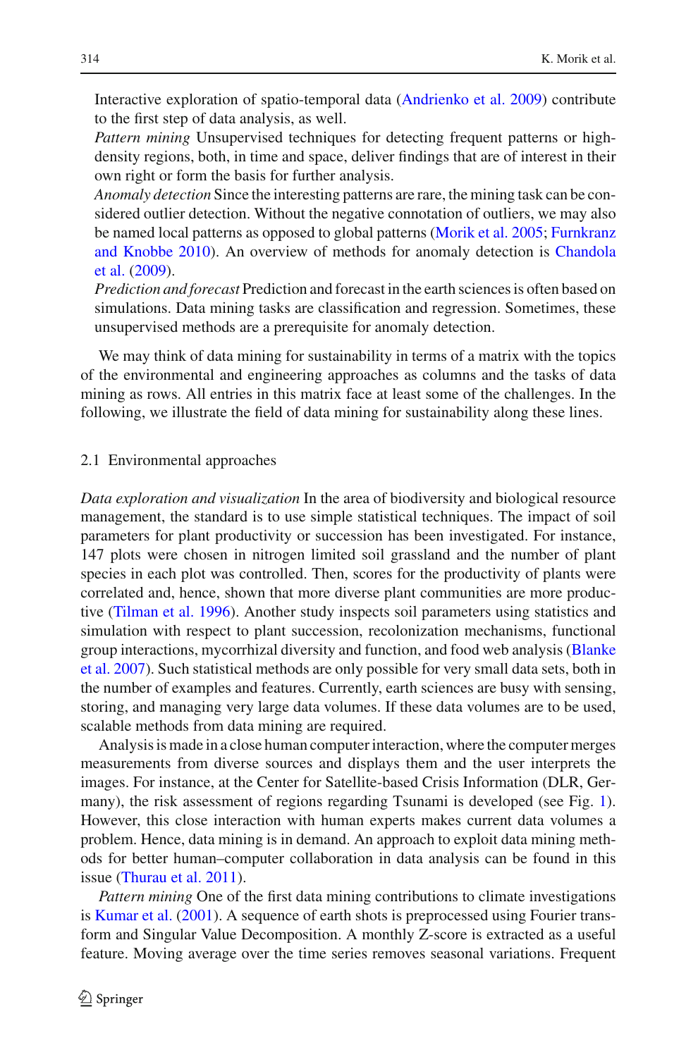Interactive exploration of spatio-temporal data (Andrienko et al. 2009) contribute to the first step of data analysis, as well.

*Pattern mining* Unsupervised techniques for detecting frequent patterns or high-density regions, both, in time and space, deliver findings that are of interest in their own right or form the basis for further analysis.

*Anomaly detection* Since the interesting patterns are rare, the mining task can be considered outlier detection. Without the negative connotation of outliers, we may also be named local patterns as opposed to global patterns (Morik et al. 2005; Furnkranz and Knobbe 2010). An overview of methods for anomaly detection is Chandola et al. (2009).

*Prediction and forecast* Prediction and forecast in the earth sciences is often based on simulations. Data mining tasks are classification and regression. Sometimes, these unsupervised methods are a prerequisite for anomaly detection.

We may think of data mining for sustainability in terms of a matrix with the topics of the environmental and engineering approaches as columns and the tasks of data mining as rows. All entries in this matrix face at least some of the challenges. In the following, we illustrate the field of data mining for sustainability along these lines.

## 2.1 Environmental approaches

*Data exploration and visualization* In the area of biodiversity and biological resource management, the standard is to use simple statistical techniques. The impact of soil parameters for plant productivity or succession has been investigated. For instance, 147 plots were chosen in nitrogen limited soil grassland and the number of plant species in each plot was controlled. Then, scores for the productivity of plants were correlated and, hence, shown that more diverse plant communities are more productive (Tilman et al. 1996). Another study inspects soil parameters using statistics and simulation with respect to plant succession, recolonization mechanisms, functional group interactions, mycorrhizal diversity and function, and food web analysis (Blanke et al. 2007). Such statistical methods are only possible for very small data sets, both in the number of examples and features. Currently, earth sciences are busy with sensing, storing, and managing very large data volumes. If these data volumes are to be used, scalable methods from data mining are required.

Analysis is made in a close human computer interaction, where the computer merges measurements from diverse sources and displays them and the user interprets the images. For instance, at the Center for Satellite-based Crisis Information (DLR, Germany), the risk assessment of regions regarding Tsunami is developed (see Fig. 1). However, this close interaction with human experts makes current data volumes a problem. Hence, data mining is in demand. An approach to exploit data mining methods for better human–computer collaboration in data analysis can be found in this issue (Thurau et al. 2011).

*Pattern mining* One of the first data mining contributions to climate investigations is Kumar et al. (2001). A sequence of earth shots is preprocessed using Fourier transform and Singular Value Decomposition. A monthly Z-score is extracted as a useful feature. Moving average over the time series removes seasonal variations. Frequent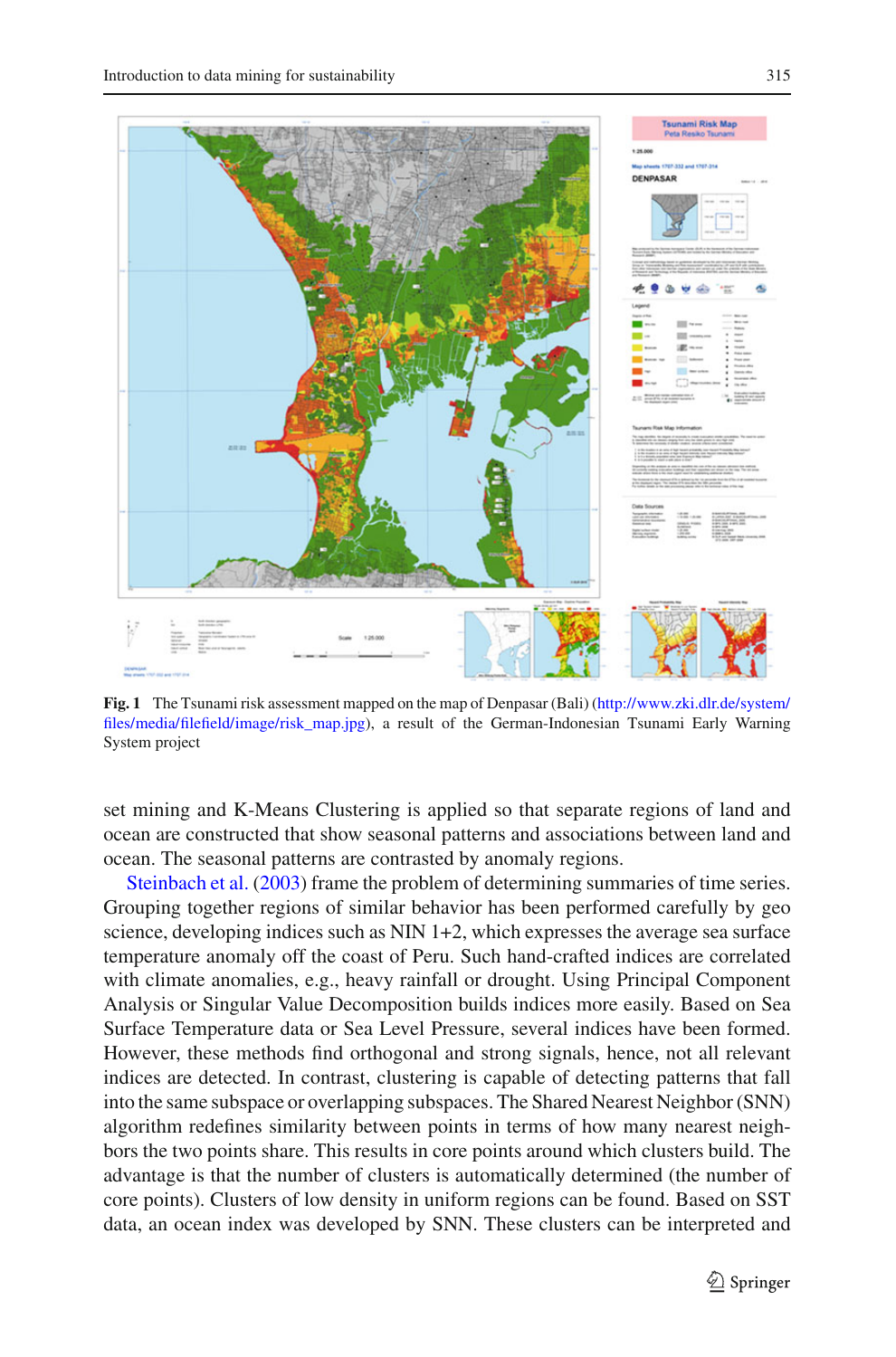**Fig. 1** The Tsunami risk assessment mapped on the map of Denpasar (Bali) (http://www.zki.dlr.de/system/files/media/filefield/image/risk_map.jpg), a result of the German-Indonesian Tsunami Early Warning System project

set mining and K-Means Clustering is applied so that separate regions of land and ocean are constructed that show seasonal patterns and associations between land and ocean. The seasonal patterns are contrasted by anomaly regions.

Steinbach et al. (2003) frame the problem of determining summaries of time series. Grouping together regions of similar behavior has been performed carefully by geo science, developing indices such as NIN 1+2, which expresses the average sea surface temperature anomaly off the coast of Peru. Such hand-crafted indices are correlated with climate anomalies, e.g., heavy rainfall or drought. Using Principal Component Analysis or Singular Value Decomposition builds indices more easily. Based on Sea Surface Temperature data or Sea Level Pressure, several indices have been formed. However, these methods find orthogonal and strong signals, hence, not all relevant indices are detected. In contrast, clustering is capable of detecting patterns that fall into the same subspace or overlapping subspaces. The Shared Nearest Neighbor (SNN) algorithm redefines similarity between points in terms of how many nearest neighbors the two points share. This results in core points around which clusters build. The advantage is that the number of clusters is automatically determined (the number of core points). Clusters of low density in uniform regions can be found. Based on SST data, an ocean index was developed by SNN. These clusters can be interpreted and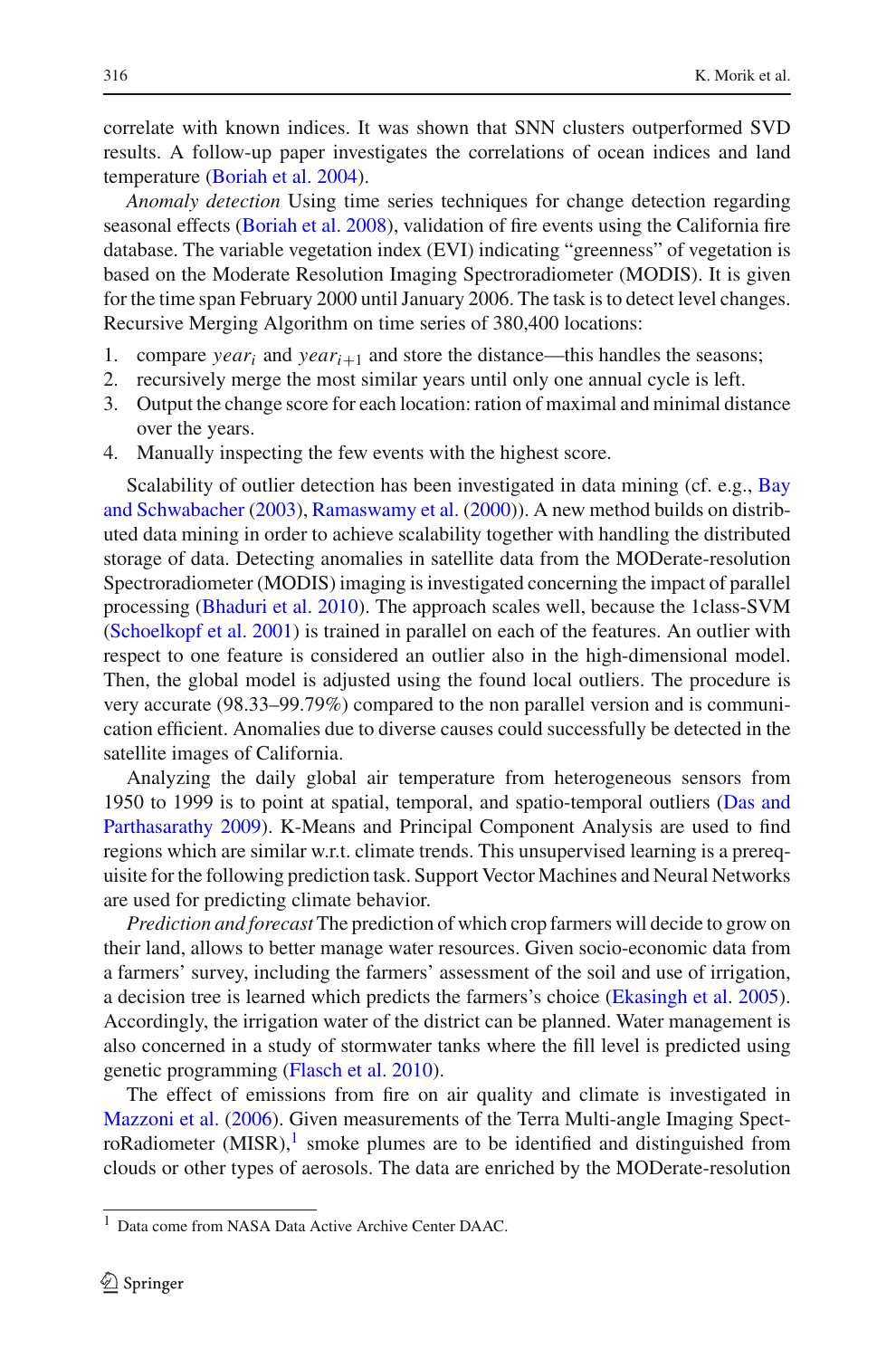correlate with known indices. It was shown that SNN clusters outperformed SVD results. A follow-up paper investigates the correlations of ocean indices and land temperature (Boriah et al. 2004).

*Anomaly detection* Using time series techniques for change detection regarding seasonal effects (Boriah et al. 2008), validation of fire events using the California fire database. The variable vegetation index (EVI) indicating "greenness" of vegetation is based on the Moderate Resolution Imaging Spectroradiometer (MODIS). It is given for the time span February 2000 until January 2006. The task is to detect level changes. Recursive Merging Algorithm on time series of 380,400 locations:

1. compare $year_i$ and $year_{i+1}$ and store the distance—this handles the seasons;
2. recursively merge the most similar years until only one annual cycle is left.
3. Output the change score for each location: ration of maximal and minimal distance over the years.
4. Manually inspecting the few events with the highest score.

Scalability of outlier detection has been investigated in data mining (cf. e.g., Bay and Schwabacher (2003), Ramaswamy et al. (2000)). A new method builds on distributed data mining in order to achieve scalability together with handling the distributed storage of data. Detecting anomalies in satellite data from the MODerate-resolution Spectroradiometer (MODIS) imaging is investigated concerning the impact of parallel processing (Bhaduri et al. 2010). The approach scales well, because the 1class-SVM (Schoelkopf et al. 2001) is trained in parallel on each of the features. An outlier with respect to one feature is considered an outlier also in the high-dimensional model. Then, the global model is adjusted using the found local outliers. The procedure is very accurate (98.33–99.79%) compared to the non parallel version and is communication efficient. Anomalies due to diverse causes could successfully be detected in the satellite images of California.

Analyzing the daily global air temperature from heterogeneous sensors from 1950 to 1999 is to point at spatial, temporal, and spatio-temporal outliers (Das and Parthasarathy 2009). K-Means and Principal Component Analysis are used to find regions which are similar w.r.t. climate trends. This unsupervised learning is a prerequisite for the following prediction task. Support Vector Machines and Neural Networks are used for predicting climate behavior.

*Prediction and forecast* The prediction of which crop farmers will decide to grow on their land, allows to better manage water resources. Given socio-economic data from a farmers' survey, including the farmers' assessment of the soil and use of irrigation, a decision tree is learned which predicts the farmers's choice (Ekasingh et al. 2005). Accordingly, the irrigation water of the district can be planned. Water management is also concerned in a study of stormwater tanks where the fill level is predicted using genetic programming (Flasch et al. 2010).

The effect of emissions from fire on air quality and climate is investigated in Mazzoni et al. (2006). Given measurements of the Terra Multi-angle Imaging SpectroRadiometer (MISR),[1] smoke plumes are to be identified and distinguished from clouds or other types of aerosols. The data are enriched by the MODerate-resolution

[1] Data come from NASA Data Active Archive Center DAAC.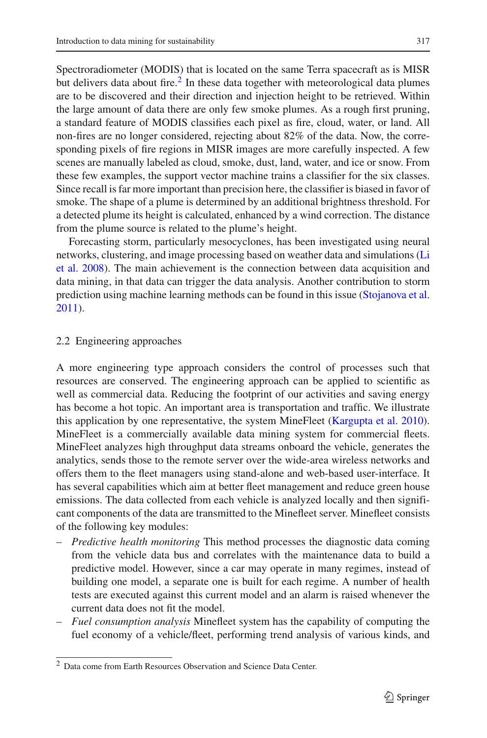Spectroradiometer (MODIS) that is located on the same Terra spacecraft as is MISR but delivers data about fire.[2] In these data together with meteorological data plumes are to be discovered and their direction and injection height to be retrieved. Within the large amount of data there are only few smoke plumes. As a rough first pruning, a standard feature of MODIS classifies each pixel as fire, cloud, water, or land. All non-fires are no longer considered, rejecting about 82% of the data. Now, the corresponding pixels of fire regions in MISR images are more carefully inspected. A few scenes are manually labeled as cloud, smoke, dust, land, water, and ice or snow. From these few examples, the support vector machine trains a classifier for the six classes. Since recall is far more important than precision here, the classifier is biased in favor of smoke. The shape of a plume is determined by an additional brightness threshold. For a detected plume its height is calculated, enhanced by a wind correction. The distance from the plume source is related to the plume's height.

Forecasting storm, particularly mesocyclones, has been investigated using neural networks, clustering, and image processing based on weather data and simulations (Li et al. 2008). The main achievement is the connection between data acquisition and data mining, in that data can trigger the data analysis. Another contribution to storm prediction using machine learning methods can be found in this issue (Stojanova et al. 2011).

## 2.2 Engineering approaches

A more engineering type approach considers the control of processes such that resources are conserved. The engineering approach can be applied to scientific as well as commercial data. Reducing the footprint of our activities and saving energy has become a hot topic. An important area is transportation and traffic. We illustrate this application by one representative, the system MineFleet (Kargupta et al. 2010). MineFleet is a commercially available data mining system for commercial fleets. MineFleet analyzes high throughput data streams onboard the vehicle, generates the analytics, sends those to the remote server over the wide-area wireless networks and offers them to the fleet managers using stand-alone and web-based user-interface. It has several capabilities which aim at better fleet management and reduce green house emissions. The data collected from each vehicle is analyzed locally and then significant components of the data are transmitted to the Minefleet server. Minefleet consists of the following key modules:

- *Predictive health monitoring* This method processes the diagnostic data coming from the vehicle data bus and correlates with the maintenance data to build a predictive model. However, since a car may operate in many regimes, instead of building one model, a separate one is built for each regime. A number of health tests are executed against this current model and an alarm is raised whenever the current data does not fit the model.
- *Fuel consumption analysis* Minefleet system has the capability of computing the fuel economy of a vehicle/fleet, performing trend analysis of various kinds, and

[2] Data come from Earth Resources Observation and Science Data Center.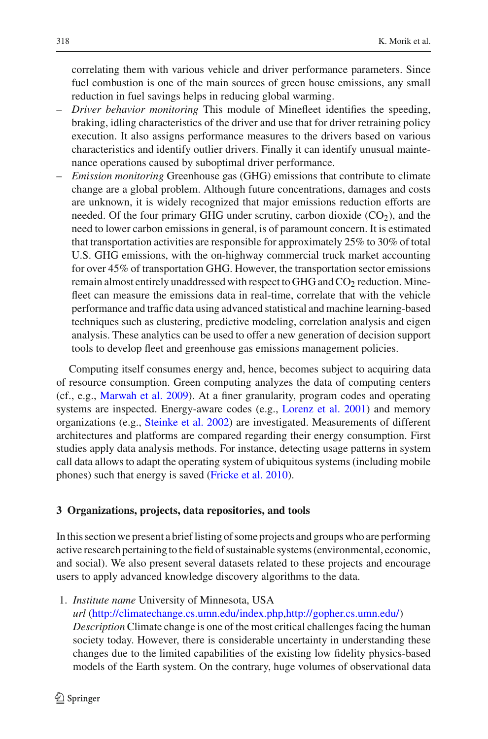correlating them with various vehicle and driver performance parameters. Since fuel combustion is one of the main sources of green house emissions, any small reduction in fuel savings helps in reducing global warming.

- *Driver behavior monitoring* This module of Minefleet identifies the speeding, braking, idling characteristics of the driver and use that for driver retraining policy execution. It also assigns performance measures to the drivers based on various characteristics and identify outlier drivers. Finally it can identify unusual maintenance operations caused by suboptimal driver performance.
- *Emission monitoring* Greenhouse gas (GHG) emissions that contribute to climate change are a global problem. Although future concentrations, damages and costs are unknown, it is widely recognized that major emissions reduction efforts are needed. Of the four primary GHG under scrutiny, carbon dioxide ($CO_2$), and the need to lower carbon emissions in general, is of paramount concern. It is estimated that transportation activities are responsible for approximately 25% to 30% of total U.S. GHG emissions, with the on-highway commercial truck market accounting for over 45% of transportation GHG. However, the transportation sector emissions remain almost entirely unaddressed with respect to GHG and $CO_2$ reduction. Minefleet can measure the emissions data in real-time, correlate that with the vehicle performance and traffic data using advanced statistical and machine learning-based techniques such as clustering, predictive modeling, correlation analysis and eigen analysis. These analytics can be used to offer a new generation of decision support tools to develop fleet and greenhouse gas emissions management policies.

Computing itself consumes energy and, hence, becomes subject to acquiring data of resource consumption. Green computing analyzes the data of computing centers (cf., e.g., Marwah et al. 2009). At a finer granularity, program codes and operating systems are inspected. Energy-aware codes (e.g., Lorenz et al. 2001) and memory organizations (e.g., Steinke et al. 2002) are investigated. Measurements of different architectures and platforms are compared regarding their energy consumption. First studies apply data analysis methods. For instance, detecting usage patterns in system call data allows to adapt the operating system of ubiquitous systems (including mobile phones) such that energy is saved (Fricke et al. 2010).

## 3 Organizations, projects, data repositories, and tools

In this section we present a brief listing of some projects and groups who are performing active research pertaining to the field of sustainable systems (environmental, economic, and social). We also present several datasets related to these projects and encourage users to apply advanced knowledge discovery algorithms to the data.

1. *Institute name* University of Minnesota, USA
   *url* (http://climatechange.cs.umn.edu/index.php,http://gopher.cs.umn.edu/)
   *Description* Climate change is one of the most critical challenges facing the human society today. However, there is considerable uncertainty in understanding these changes due to the limited capabilities of the existing low fidelity physics-based models of the Earth system. On the contrary, huge volumes of observational data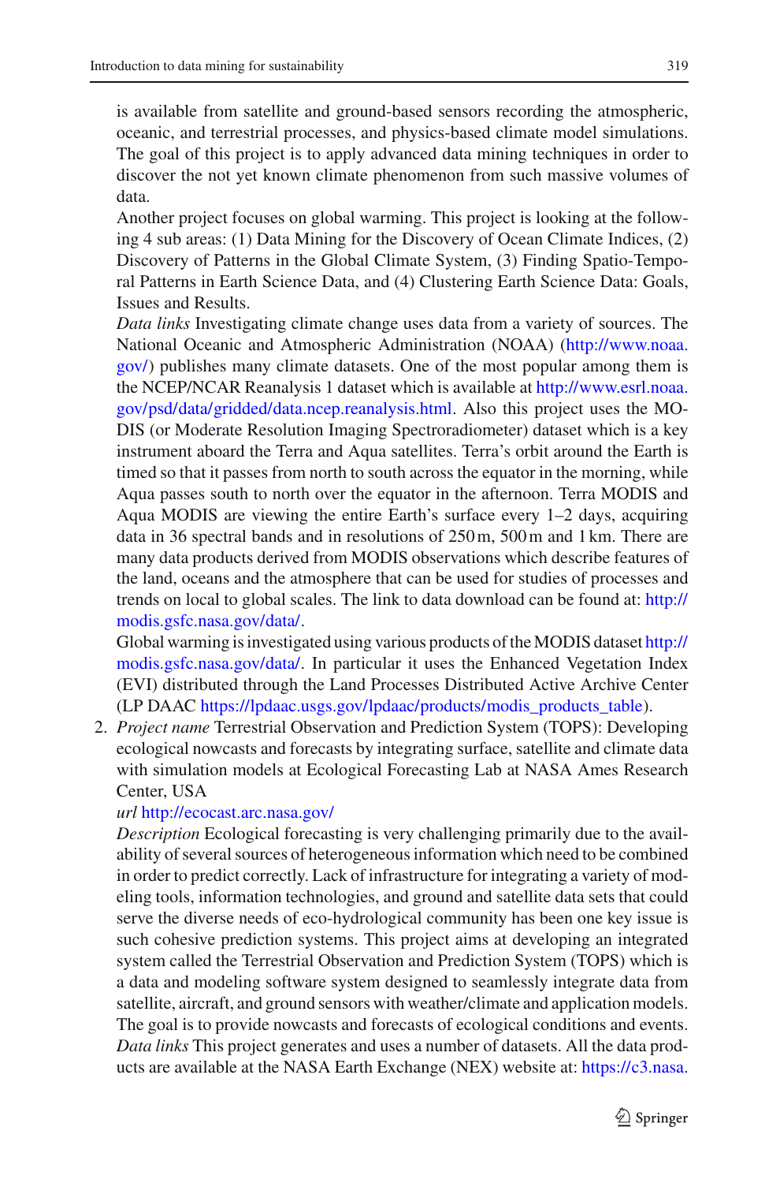is available from satellite and ground-based sensors recording the atmospheric, oceanic, and terrestrial processes, and physics-based climate model simulations. The goal of this project is to apply advanced data mining techniques in order to discover the not yet known climate phenomenon from such massive volumes of data.

Another project focuses on global warming. This project is looking at the following 4 sub areas: (1) Data Mining for the Discovery of Ocean Climate Indices, (2) Discovery of Patterns in the Global Climate System, (3) Finding Spatio-Temporal Patterns in Earth Science Data, and (4) Clustering Earth Science Data: Goals, Issues and Results.

*Data links* Investigating climate change uses data from a variety of sources. The National Oceanic and Atmospheric Administration (NOAA) (http://www.noaa.gov/) publishes many climate datasets. One of the most popular among them is the NCEP/NCAR Reanalysis 1 dataset which is available at http://www.esrl.noaa.gov/psd/data/gridded/data.ncep.reanalysis.html. Also this project uses the MODIS (or Moderate Resolution Imaging Spectroradiometer) dataset which is a key instrument aboard the Terra and Aqua satellites. Terra's orbit around the Earth is timed so that it passes from north to south across the equator in the morning, while Aqua passes south to north over the equator in the afternoon. Terra MODIS and Aqua MODIS are viewing the entire Earth's surface every 1–2 days, acquiring data in 36 spectral bands and in resolutions of 250 m, 500 m and 1 km. There are many data products derived from MODIS observations which describe features of the land, oceans and the atmosphere that can be used for studies of processes and trends on local to global scales. The link to data download can be found at: http://modis.gsfc.nasa.gov/data/.

Global warming is investigated using various products of the MODIS dataset http://modis.gsfc.nasa.gov/data/. In particular it uses the Enhanced Vegetation Index (EVI) distributed through the Land Processes Distributed Active Archive Center (LP DAAC https://lpdaac.usgs.gov/lpdaac/products/modis_products_table).

2. *Project name* Terrestrial Observation and Prediction System (TOPS): Developing ecological nowcasts and forecasts by integrating surface, satellite and climate data with simulation models at Ecological Forecasting Lab at NASA Ames Research Center, USA

   *url* http://ecocast.arc.nasa.gov/

   *Description* Ecological forecasting is very challenging primarily due to the availability of several sources of heterogeneous information which need to be combined in order to predict correctly. Lack of infrastructure for integrating a variety of modeling tools, information technologies, and ground and satellite data sets that could serve the diverse needs of eco-hydrological community has been one key issue is such cohesive prediction systems. This project aims at developing an integrated system called the Terrestrial Observation and Prediction System (TOPS) which is a data and modeling software system designed to seamlessly integrate data from satellite, aircraft, and ground sensors with weather/climate and application models. The goal is to provide nowcasts and forecasts of ecological conditions and events.

   *Data links* This project generates and uses a number of datasets. All the data products are available at the NASA Earth Exchange (NEX) website at: https://c3.nasa.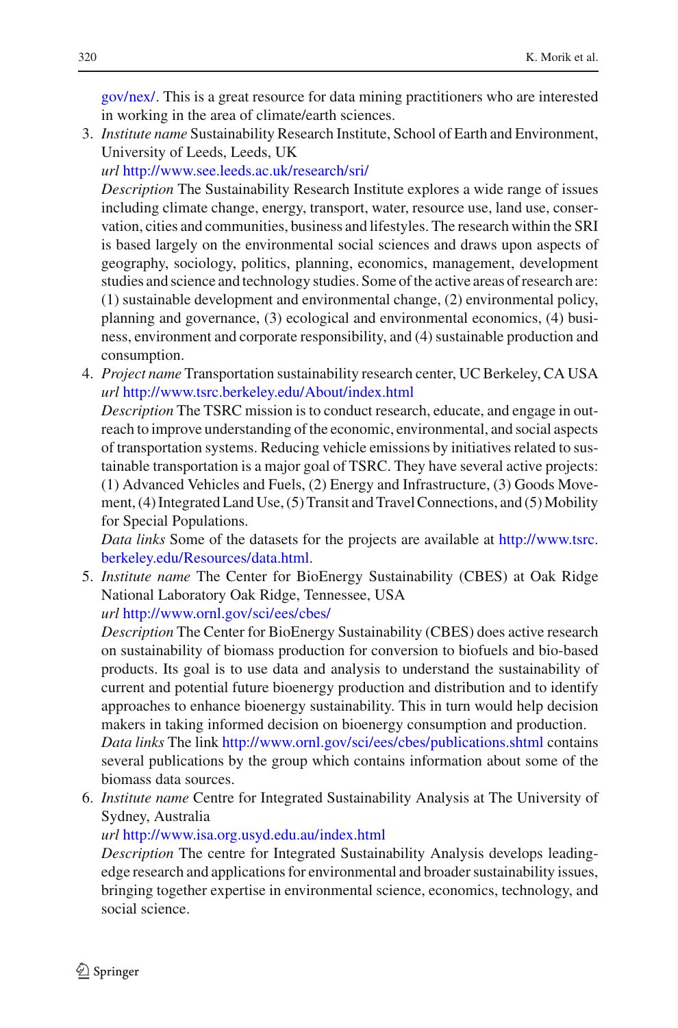gov/nex/. This is a great resource for data mining practitioners who are interested in working in the area of climate/earth sciences.

3. *Institute name* Sustainability Research Institute, School of Earth and Environment, University of Leeds, Leeds, UK
   *url* http://www.see.leeds.ac.uk/research/sri/
   *Description* The Sustainability Research Institute explores a wide range of issues including climate change, energy, transport, water, resource use, land use, conservation, cities and communities, business and lifestyles. The research within the SRI is based largely on the environmental social sciences and draws upon aspects of geography, sociology, politics, planning, economics, management, development studies and science and technology studies. Some of the active areas of research are: (1) sustainable development and environmental change, (2) environmental policy, planning and governance, (3) ecological and environmental economics, (4) business, environment and corporate responsibility, and (4) sustainable production and consumption.
4. *Project name* Transportation sustainability research center, UC Berkeley, CA USA
   *url* http://www.tsrc.berkeley.edu/About/index.html
   *Description* The TSRC mission is to conduct research, educate, and engage in outreach to improve understanding of the economic, environmental, and social aspects of transportation systems. Reducing vehicle emissions by initiatives related to sustainable transportation is a major goal of TSRC. They have several active projects: (1) Advanced Vehicles and Fuels, (2) Energy and Infrastructure, (3) Goods Movement, (4) Integrated Land Use, (5) Transit and Travel Connections, and (5) Mobility for Special Populations.
   *Data links* Some of the datasets for the projects are available at http://www.tsrc.berkeley.edu/Resources/data.html.
5. *Institute name* The Center for BioEnergy Sustainability (CBES) at Oak Ridge National Laboratory Oak Ridge, Tennessee, USA
   *url* http://www.ornl.gov/sci/ees/cbes/
   *Description* The Center for BioEnergy Sustainability (CBES) does active research on sustainability of biomass production for conversion to biofuels and bio-based products. Its goal is to use data and analysis to understand the sustainability of current and potential future bioenergy production and distribution and to identify approaches to enhance bioenergy sustainability. This in turn would help decision makers in taking informed decision on bioenergy consumption and production.
   *Data links* The link http://www.ornl.gov/sci/ees/cbes/publications.shtml contains several publications by the group which contains information about some of the biomass data sources.
6. *Institute name* Centre for Integrated Sustainability Analysis at The University of Sydney, Australia
   *url* http://www.isa.org.usyd.edu.au/index.html
   *Description* The centre for Integrated Sustainability Analysis develops leading-edge research and applications for environmental and broader sustainability issues, bringing together expertise in environmental science, economics, technology, and social science.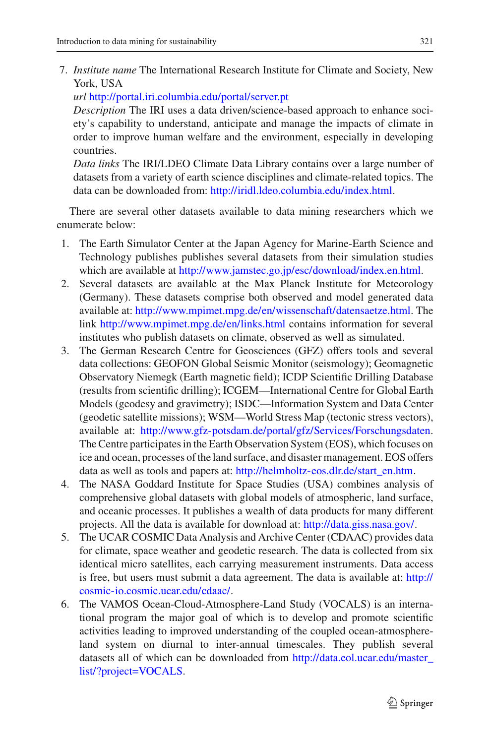7. *Institute name* The International Research Institute for Climate and Society, New York, USA
   *url* http://portal.iri.columbia.edu/portal/server.pt
   *Description* The IRI uses a data driven/science-based approach to enhance society's capability to understand, anticipate and manage the impacts of climate in order to improve human welfare and the environment, especially in developing countries.
   *Data links* The IRI/LDEO Climate Data Library contains over a large number of datasets from a variety of earth science disciplines and climate-related topics. The data can be downloaded from: http://iridl.ldeo.columbia.edu/index.html.

There are several other datasets available to data mining researchers which we enumerate below:

1. The Earth Simulator Center at the Japan Agency for Marine-Earth Science and Technology publishes publishes several datasets from their simulation studies which are available at http://www.jamstec.go.jp/esc/download/index.en.html.
2. Several datasets are available at the Max Planck Institute for Meteorology (Germany). These datasets comprise both observed and model generated data available at: http://www.mpimet.mpg.de/en/wissenschaft/datensaetze.html. The link http://www.mpimet.mpg.de/en/links.html contains information for several institutes who publish datasets on climate, observed as well as simulated.
3. The German Research Centre for Geosciences (GFZ) offers tools and several data collections: GEOFON Global Seismic Monitor (seismology); Geomagnetic Observatory Niemegk (Earth magnetic field); ICDP Scientific Drilling Database (results from scientific drilling); ICGEM—International Centre for Global Earth Models (geodesy and gravimetry); ISDC—Information System and Data Center (geodetic satellite missions); WSM—World Stress Map (tectonic stress vectors), available at: http://www.gfz-potsdam.de/portal/gfz/Services/Forschungsdaten. The Centre participates in the Earth Observation System (EOS), which focuses on ice and ocean, processes of the land surface, and disaster management. EOS offers data as well as tools and papers at: http://helmholtz-eos.dlr.de/start_en.htm.
4. The NASA Goddard Institute for Space Studies (USA) combines analysis of comprehensive global datasets with global models of atmospheric, land surface, and oceanic processes. It publishes a wealth of data products for many different projects. All the data is available for download at: http://data.giss.nasa.gov/.
5. The UCAR COSMIC Data Analysis and Archive Center (CDAAC) provides data for climate, space weather and geodetic research. The data is collected from six identical micro satellites, each carrying measurement instruments. Data access is free, but users must submit a data agreement. The data is available at: http://cosmic-io.cosmic.ucar.edu/cdaac/.
6. The VAMOS Ocean-Cloud-Atmosphere-Land Study (VOCALS) is an international program the major goal of which is to develop and promote scientific activities leading to improved understanding of the coupled ocean-atmosphere-land system on diurnal to inter-annual timescales. They publish several datasets all of which can be downloaded from http://data.eol.ucar.edu/master_list/?project=VOCALS.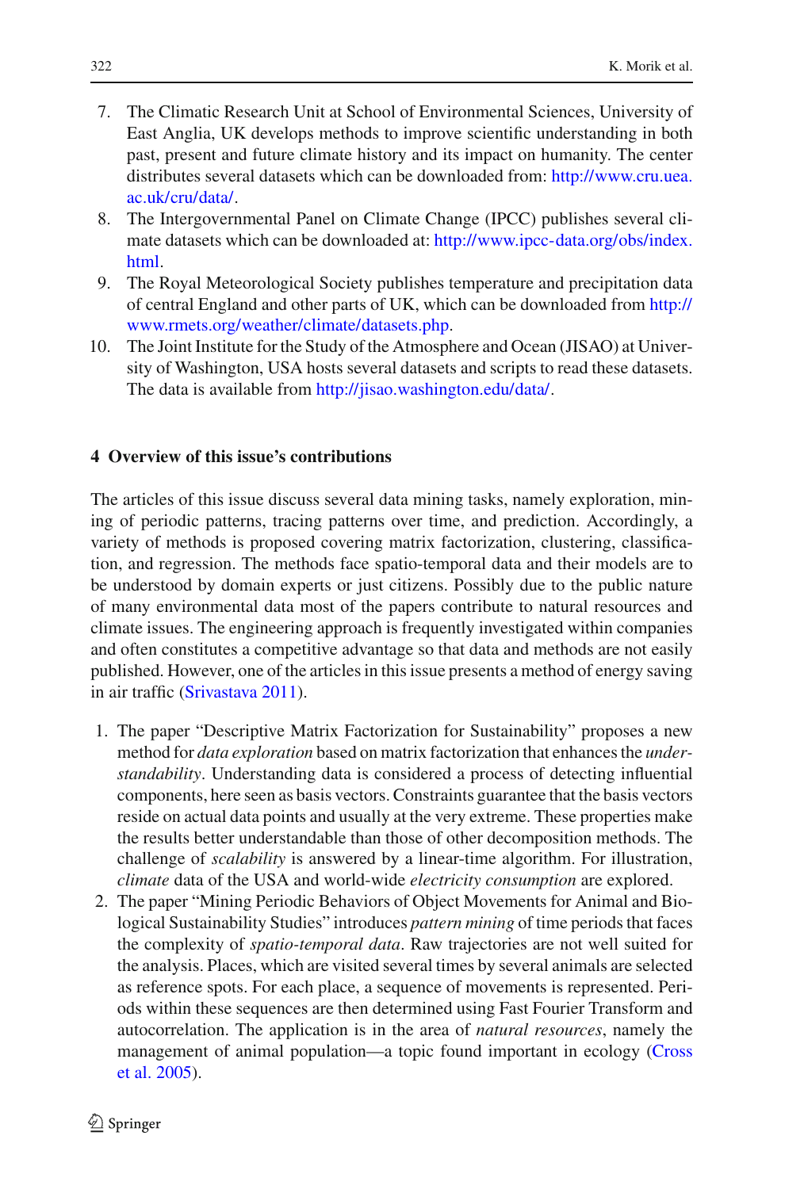7. The Climatic Research Unit at School of Environmental Sciences, University of East Anglia, UK develops methods to improve scientific understanding in both past, present and future climate history and its impact on humanity. The center distributes several datasets which can be downloaded from: http://www.cru.uea.ac.uk/cru/data/.
8. The Intergovernmental Panel on Climate Change (IPCC) publishes several climate datasets which can be downloaded at: http://www.ipcc-data.org/obs/index.html.
9. The Royal Meteorological Society publishes temperature and precipitation data of central England and other parts of UK, which can be downloaded from http://www.rmets.org/weather/climate/datasets.php.
10. The Joint Institute for the Study of the Atmosphere and Ocean (JISAO) at University of Washington, USA hosts several datasets and scripts to read these datasets. The data is available from http://jisao.washington.edu/data/.

## 4 Overview of this issue's contributions

The articles of this issue discuss several data mining tasks, namely exploration, mining of periodic patterns, tracing patterns over time, and prediction. Accordingly, a variety of methods is proposed covering matrix factorization, clustering, classification, and regression. The methods face spatio-temporal data and their models are to be understood by domain experts or just citizens. Possibly due to the public nature of many environmental data most of the papers contribute to natural resources and climate issues. The engineering approach is frequently investigated within companies and often constitutes a competitive advantage so that data and methods are not easily published. However, one of the articles in this issue presents a method of energy saving in air traffic (Srivastava 2011).

1. The paper "Descriptive Matrix Factorization for Sustainability" proposes a new method for *data exploration* based on matrix factorization that enhances the *understandability*. Understanding data is considered a process of detecting influential components, here seen as basis vectors. Constraints guarantee that the basis vectors reside on actual data points and usually at the very extreme. These properties make the results better understandable than those of other decomposition methods. The challenge of *scalability* is answered by a linear-time algorithm. For illustration, *climate* data of the USA and world-wide *electricity consumption* are explored.
2. The paper "Mining Periodic Behaviors of Object Movements for Animal and Biological Sustainability Studies" introduces *pattern mining* of time periods that faces the complexity of *spatio-temporal data*. Raw trajectories are not well suited for the analysis. Places, which are visited several times by several animals are selected as reference spots. For each place, a sequence of movements is represented. Periods within these sequences are then determined using Fast Fourier Transform and autocorrelation. The application is in the area of *natural resources*, namely the management of animal population—a topic found important in ecology (Cross et al. 2005).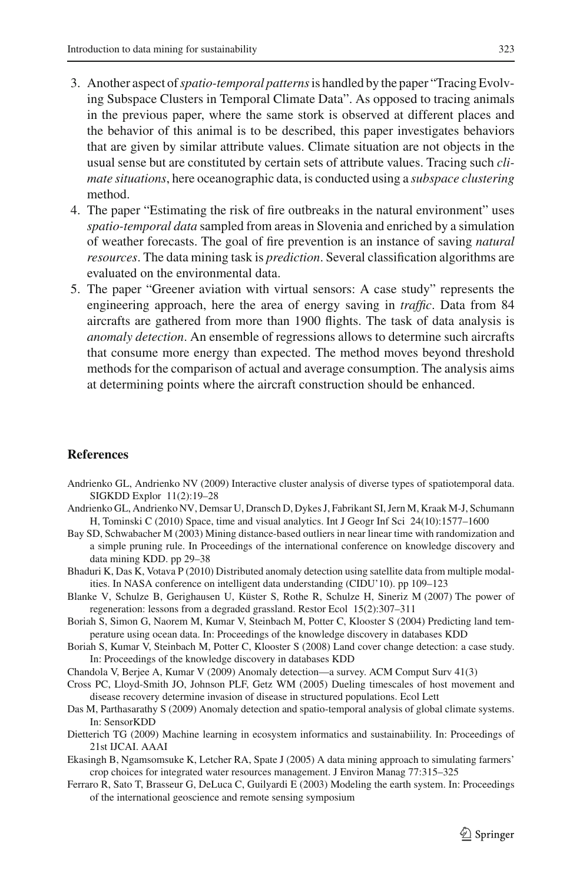3. Another aspect of *spatio-temporal patterns* is handled by the paper "Tracing Evolving Subspace Clusters in Temporal Climate Data". As opposed to tracing animals in the previous paper, where the same stork is observed at different places and the behavior of this animal is to be described, this paper investigates behaviors that are given by similar attribute values. Climate situation are not objects in the usual sense but are constituted by certain sets of attribute values. Tracing such *climate situations*, here oceanographic data, is conducted using a *subspace clustering* method.
4. The paper "Estimating the risk of fire outbreaks in the natural environment" uses *spatio-temporal data* sampled from areas in Slovenia and enriched by a simulation of weather forecasts. The goal of fire prevention is an instance of saving *natural resources*. The data mining task is *prediction*. Several classification algorithms are evaluated on the environmental data.
5. The paper "Greener aviation with virtual sensors: A case study" represents the engineering approach, here the area of energy saving in *traffic*. Data from 84 aircrafts are gathered from more than 1900 flights. The task of data analysis is *anomaly detection*. An ensemble of regressions allows to determine such aircrafts that consume more energy than expected. The method moves beyond threshold methods for the comparison of actual and average consumption. The analysis aims at determining points where the aircraft construction should be enhanced.

## References

Andrienko GL, Andrienko NV (2009) Interactive cluster analysis of diverse types of spatiotemporal data. SIGKDD Explor 11(2):19–28

Andrienko GL, Andrienko NV, Demsar U, Dransch D, Dykes J, Fabrikant SI, Jern M, Kraak M-J, Schumann H, Tominski C (2010) Space, time and visual analytics. Int J Geogr Inf Sci 24(10):1577–1600

Bay SD, Schwabacher M (2003) Mining distance-based outliers in near linear time with randomization and a simple pruning rule. In Proceedings of the international conference on knowledge discovery and data mining KDD. pp 29–38

Bhaduri K, Das K, Votava P (2010) Distributed anomaly detection using satellite data from multiple modalities. In NASA conference on intelligent data understanding (CIDU'10). pp 109–123

Blanke V, Schulze B, Gerighausen U, Küster S, Rothe R, Schulze H, Sineriz M (2007) The power of regeneration: lessons from a degraded grassland. Restor Ecol 15(2):307–311

Boriah S, Simon G, Naorem M, Kumar V, Steinbach M, Potter C, Klooster S (2004) Predicting land temperature using ocean data. In: Proceedings of the knowledge discovery in databases KDD

Boriah S, Kumar V, Steinbach M, Potter C, Klooster S (2008) Land cover change detection: a case study. In: Proceedings of the knowledge discovery in databases KDD

Chandola V, Berjee A, Kumar V (2009) Anomaly detection—a survey. ACM Comput Surv 41(3)

Cross PC, Lloyd-Smith JO, Johnson PLF, Getz WM (2005) Dueling timescales of host movement and disease recovery determine invasion of disease in structured populations. Ecol Lett

Das M, Parthasarathy S (2009) Anomaly detection and spatio-temporal analysis of global climate systems. In: SensorKDD

Dietterich TG (2009) Machine learning in ecosystem informatics and sustainabiility. In: Proceedings of 21st IJCAI. AAAI

Ekasingh B, Ngamsomsuke K, Letcher RA, Spate J (2005) A data mining approach to simulating farmers' crop choices for integrated water resources management. J Environ Manag 77:315–325

Ferraro R, Sato T, Brasseur G, DeLuca C, Guilyardi E (2003) Modeling the earth system. In: Proceedings of the international geoscience and remote sensing symposium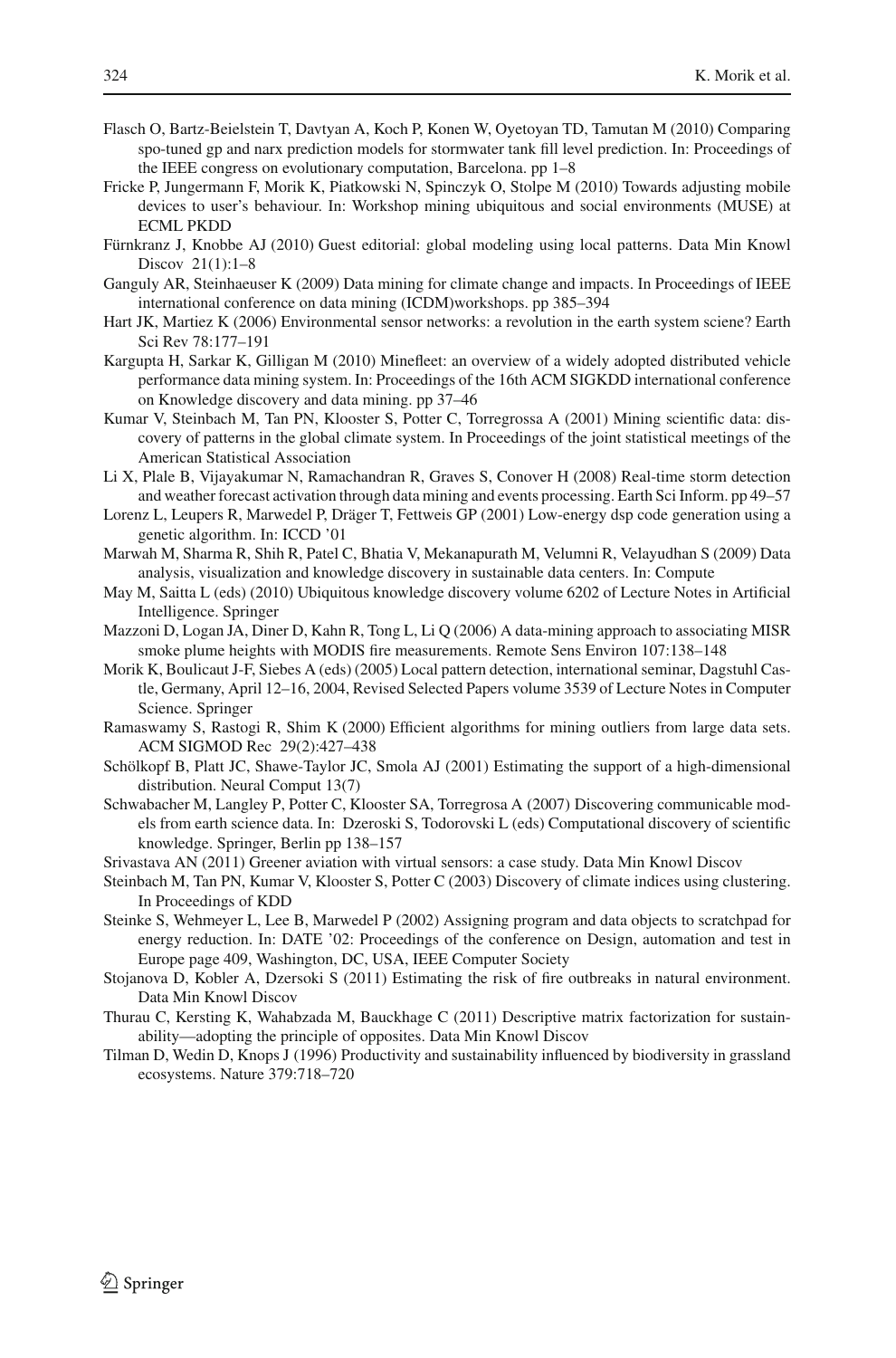Flasch O, Bartz-Beielstein T, Davtyan A, Koch P, Konen W, Oyetoyan TD, Tamutan M (2010) Comparing spo-tuned gp and narx prediction models for stormwater tank fill level prediction. In: Proceedings of the IEEE congress on evolutionary computation, Barcelona. pp 1–8

Fricke P, Jungermann F, Morik K, Piatkowski N, Spinczyk O, Stolpe M (2010) Towards adjusting mobile devices to user's behaviour. In: Workshop mining ubiquitous and social environments (MUSE) at ECML PKDD

Fürnkranz J, Knobbe AJ (2010) Guest editorial: global modeling using local patterns. Data Min Knowl Discov 21(1):1–8

Ganguly AR, Steinhaeuser K (2009) Data mining for climate change and impacts. In Proceedings of IEEE international conference on data mining (ICDM)workshops. pp 385–394

Hart JK, Martiez K (2006) Environmental sensor networks: a revolution in the earth system sciene? Earth Sci Rev 78:177–191

Kargupta H, Sarkar K, Gilligan M (2010) Minefleet: an overview of a widely adopted distributed vehicle performance data mining system. In: Proceedings of the 16th ACM SIGKDD international conference on Knowledge discovery and data mining. pp 37–46

Kumar V, Steinbach M, Tan PN, Klooster S, Potter C, Torregrossa A (2001) Mining scientific data: discovery of patterns in the global climate system. In Proceedings of the joint statistical meetings of the American Statistical Association

Li X, Plale B, Vijayakumar N, Ramachandran R, Graves S, Conover H (2008) Real-time storm detection and weather forecast activation through data mining and events processing. Earth Sci Inform. pp 49–57

Lorenz L, Leupers R, Marwedel P, Dräger T, Fettweis GP (2001) Low-energy dsp code generation using a genetic algorithm. In: ICCD '01

Marwah M, Sharma R, Shih R, Patel C, Bhatia V, Mekanapurath M, Velumni R, Velayudhan S (2009) Data analysis, visualization and knowledge discovery in sustainable data centers. In: Compute

May M, Saitta L (eds) (2010) Ubiquitous knowledge discovery volume 6202 of Lecture Notes in Artificial Intelligence. Springer

Mazzoni D, Logan JA, Diner D, Kahn R, Tong L, Li Q (2006) A data-mining approach to associating MISR smoke plume heights with MODIS fire measurements. Remote Sens Environ 107:138–148

Morik K, Boulicaut J-F, Siebes A (eds) (2005) Local pattern detection, international seminar, Dagstuhl Castle, Germany, April 12–16, 2004, Revised Selected Papers volume 3539 of Lecture Notes in Computer Science. Springer

Ramaswamy S, Rastogi R, Shim K (2000) Efficient algorithms for mining outliers from large data sets. ACM SIGMOD Rec 29(2):427–438

Schölkopf B, Platt JC, Shawe-Taylor JC, Smola AJ (2001) Estimating the support of a high-dimensional distribution. Neural Comput 13(7)

Schwabacher M, Langley P, Potter C, Klooster SA, Torregrosa A (2007) Discovering communicable models from earth science data. In: Dzeroski S, Todorovski L (eds) Computational discovery of scientific knowledge. Springer, Berlin pp 138–157

Srivastava AN (2011) Greener aviation with virtual sensors: a case study. Data Min Knowl Discov

Steinbach M, Tan PN, Kumar V, Klooster S, Potter C (2003) Discovery of climate indices using clustering. In Proceedings of KDD

Steinke S, Wehmeyer L, Lee B, Marwedel P (2002) Assigning program and data objects to scratchpad for energy reduction. In: DATE '02: Proceedings of the conference on Design, automation and test in Europe page 409, Washington, DC, USA, IEEE Computer Society

Stojanova D, Kobler A, Dzersoki S (2011) Estimating the risk of fire outbreaks in natural environment. Data Min Knowl Discov

Thurau C, Kersting K, Wahabzada M, Bauckhage C (2011) Descriptive matrix factorization for sustainability—adopting the principle of opposites. Data Min Knowl Discov

Tilman D, Wedin D, Knops J (1996) Productivity and sustainability influenced by biodiversity in grassland ecosystems. Nature 379:718–720